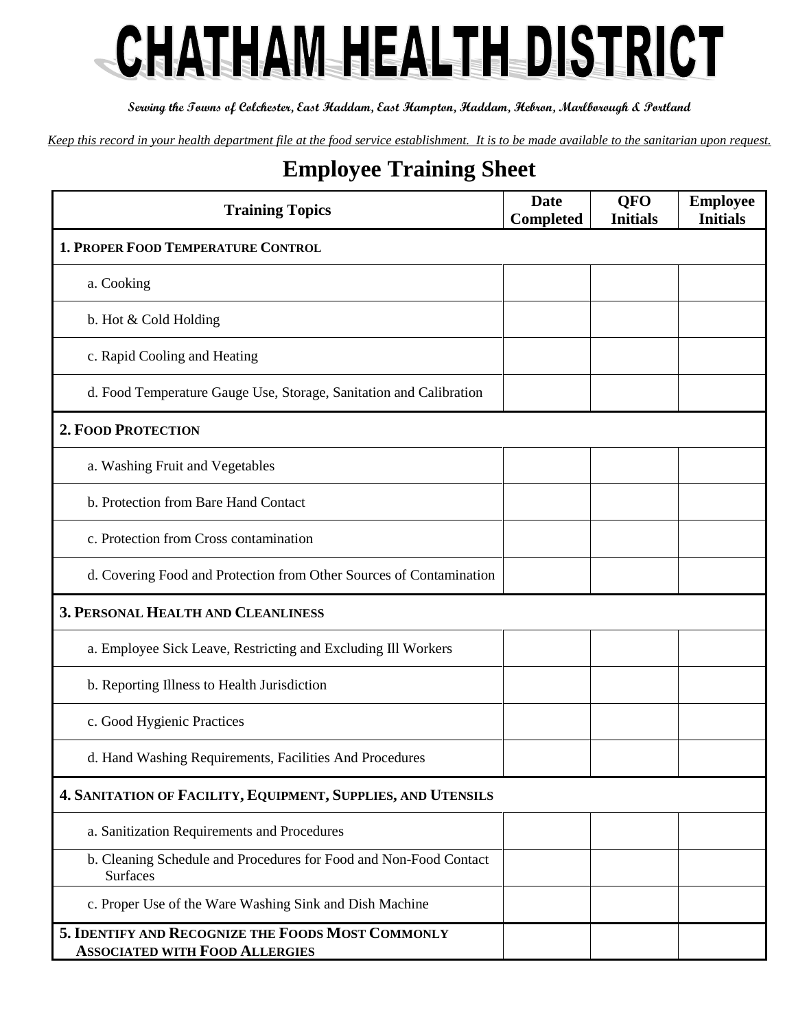# CHATHAM HEALTH DISTRICT

**Serving the Towns of Colchester, East Haddam, East Hampton, Haddam, Hebron, Marlborough & Portland**

*Keep this record in your health department file at the food service establishment. It is to be made available to the sanitarian upon request.*

## Employee Training Sheet

| Training Topics | Date Completed | QFO Initials | Employee Initials |
|---|---|---|---|
| **1. PROPER FOOD TEMPERATURE CONTROL** | | | |
| a. Cooking | | | |
| b. Hot & Cold Holding | | | |
| c. Rapid Cooling and Heating | | | |
| d. Food Temperature Gauge Use, Storage, Sanitation and Calibration | | | |
| **2. FOOD PROTECTION** | | | |
| a. Washing Fruit and Vegetables | | | |
| b. Protection from Bare Hand Contact | | | |
| c. Protection from Cross contamination | | | |
| d. Covering Food and Protection from Other Sources of Contamination | | | |
| **3. PERSONAL HEALTH AND CLEANLINESS** | | | |
| a. Employee Sick Leave, Restricting and Excluding Ill Workers | | | |
| b. Reporting Illness to Health Jurisdiction | | | |
| c. Good Hygienic Practices | | | |
| d. Hand Washing Requirements, Facilities And Procedures | | | |
| **4. SANITATION OF FACILITY, EQUIPMENT, SUPPLIES, AND UTENSILS** | | | |
| a. Sanitization Requirements and Procedures | | | |
| b. Cleaning Schedule and Procedures for Food and Non-Food Contact Surfaces | | | |
| c. Proper Use of the Ware Washing Sink and Dish Machine | | | |
| **5. IDENTIFY AND RECOGNIZE THE FOODS MOST COMMONLY ASSOCIATED WITH FOOD ALLERGIES** | | | |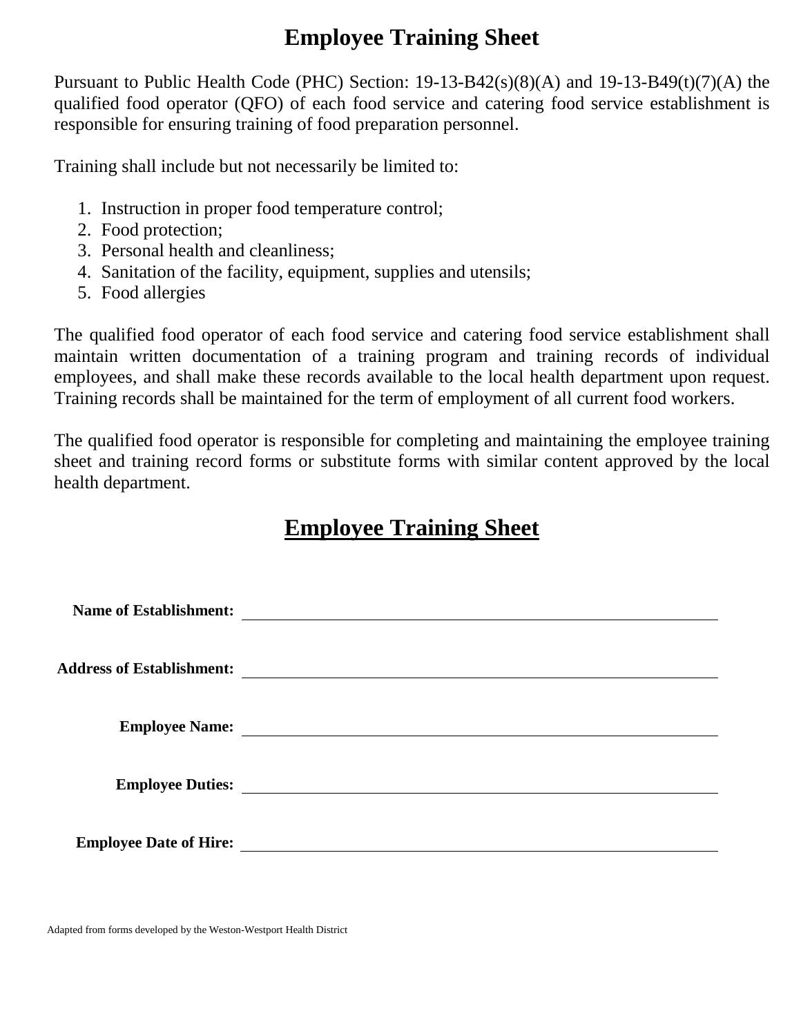# Employee Training Sheet

Pursuant to Public Health Code (PHC) Section: 19-13-B42(s)(8)(A) and 19-13-B49(t)(7)(A) the qualified food operator (QFO) of each food service and catering food service establishment is responsible for ensuring training of food preparation personnel.

Training shall include but not necessarily be limited to:

1. Instruction in proper food temperature control;
2. Food protection;
3. Personal health and cleanliness;
4. Sanitation of the facility, equipment, supplies and utensils;
5. Food allergies

The qualified food operator of each food service and catering food service establishment shall maintain written documentation of a training program and training records of individual employees, and shall make these records available to the local health department upon request. Training records shall be maintained for the term of employment of all current food workers.

The qualified food operator is responsible for completing and maintaining the employee training sheet and training record forms or substitute forms with similar content approved by the local health department.

## Employee Training Sheet

**Name of Establishment:** ______________________________

**Address of Establishment:** ______________________________

**Employee Name:** ______________________________

**Employee Duties:** ______________________________

**Employee Date of Hire:** ______________________________

Adapted from forms developed by the Weston-Westport Health District